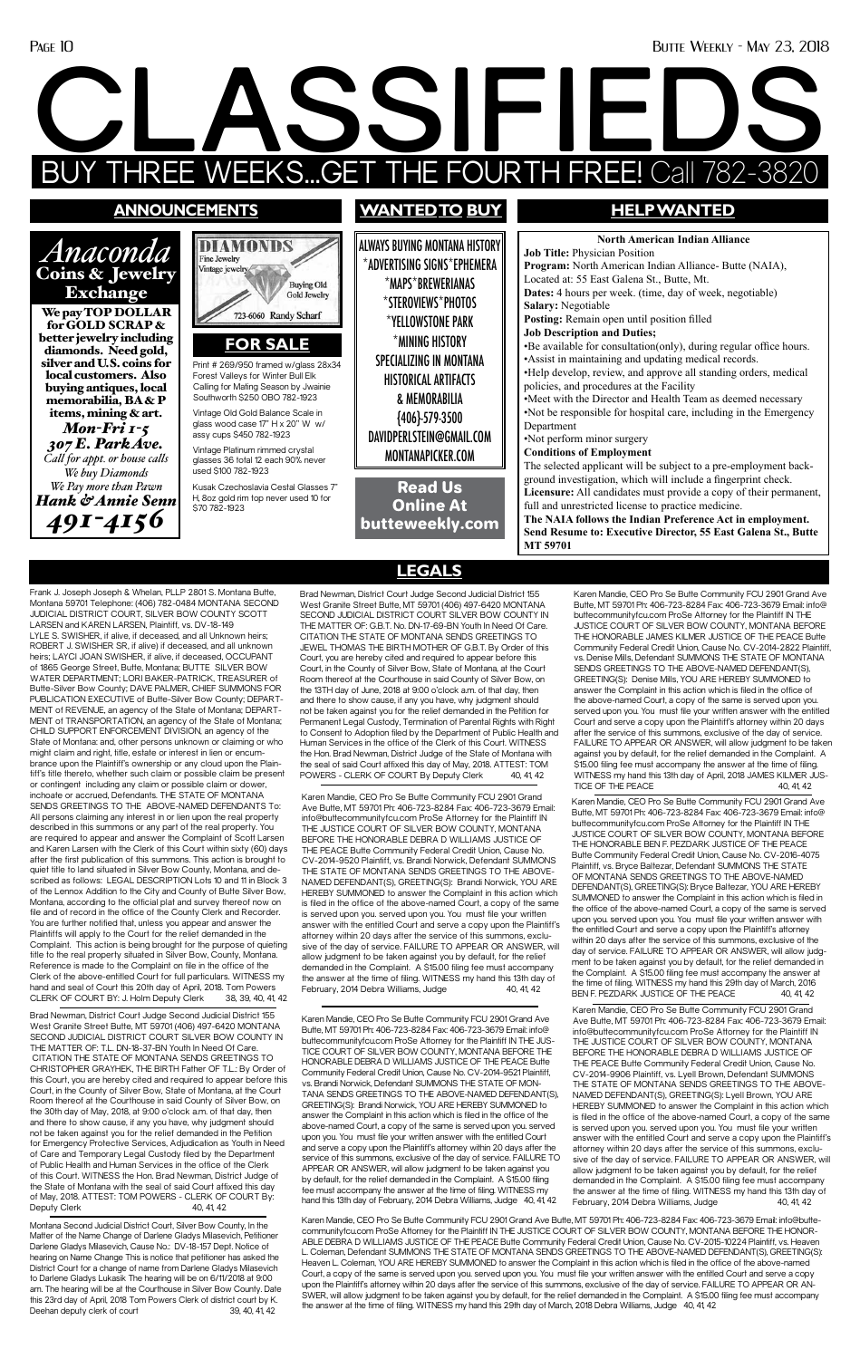# CLASSIFIEDS

## BUY THREE WEEKS...GET THE FOURTH FREE! Call 782-3820

## ANNOUNCEMENTS

*Anaconda*
**Coins & Jewelry Exchange**

**We pay TOP DOLLAR for GOLD SCRAP & better jewelry including diamonds. Need gold, silver and U.S. coins for local customers. Also buying antiques, local memorabilia, BA & P items, mining & art.**

*Mon-Fri 1-5*
*307 E. Park Ave.*
*Call for appt. or house calls*
*We buy Diamonds*
*We Pay more than Pawn*
*Hank & Annie Senn*
*491-4156*

DIAMONDS
Fine Jewelry
Vintage jewelry
Buying Old Gold Jewelry
723-6060 Randy Scharf

## FOR SALE

Print # 269/950 framed w/glass 28x34 Forest Valleys for Winter Bull Elk Calling for Mating Season by Jwainie Southworth $250 OBO 782-1923

Vintage Old Gold Balance Scale in glass wood case 17" H x 20" W w/ assy cups $450 782-1923

Vintage Platinum rimmed crystal glasses 36 total 12 each 90% never used $100 782-1923

Kusak Czechoslavia Cestal Glasses 7" H, 8oz gold rim top never used 10 for $70 782-1923

## WANTED TO BUY

ALWAYS BUYING MONTANA HISTORY
*ADVERTISING SIGNS*EPHEMERA
*MAPS*BREWERIANAS
*STEROVIEWS*PHOTOS
*YELLOWSTONE PARK
*MINING HISTORY
SPECIALIZING IN MONTANA HISTORIAL ARTIFACTS & MEMORABILIA
(406)-579-3500
DAVIDPERLSTEIN@GMAIL.COM
MONTANAPICKER.COM

**Read Us Online At butteweekly.com**

## HELP WANTED

**North American Indian Alliance**

**Job Title:** Physician Position
**Program:** North American Indian Alliance- Butte (NAIA), Located at: 55 East Galena St., Butte, Mt.
**Dates:** 4 hours per week. (time, day of week, negotiable)
**Salary:** Negotiable
**Posting:** Remain open until position filled
**Job Description and Duties;**

- Be available for consultation(only), during regular office hours.
- Assist in maintaining and updating medical records.
- Help develop, review, and approve all standing orders, medical policies, and procedures at the Facility
- Meet with the Director and Health Team as deemed necessary
- Not be responsible for hospital care, including in the Emergency Department
- Not perform minor surgery

**Conditions of Employment**

The selected applicant will be subject to a pre-employment background investigation, which will include a fingerprint check.
**Licensure:** All candidates must provide a copy of their permanent, full and unrestricted license to practice medicine.
**The NAIA follows the Indian Preference Act in employment. Send Resume to: Executive Director, 55 East Galena St., Butte MT 59701**

## LEGALS

Frank J. Joseph Joseph & Whelan, PLLP 2801 S. Montana Butte, Montana 59701 Telephone: (406) 782-0484 MONTANA SECOND JUDICIAL DISTRICT COURT, SILVER BOW COUNTY SCOTT LARSEN and KAREN LARSEN, Plaintiff, vs. DV-18-149 LYLE S. SWISHER, if alive, if deceased, and all Unknown heirs; ROBERT J. SWISHER SR, if alive) if deceased, and all unknown heirs; LAYCI JOAN SWISHER, if alive, if deceased, OCCUPANT of 1865 George Street, Butte, Montana; BUTTE SILVER BOW WATER DEPARTMENT; LORI BAKER-PATRICK, TREASURER of Butte-Silver Bow County; DAVE PALMER, CHIEF SUMMONS FOR PUBLICATION EXECUTIVE of Butte-Silver Bow County; DEPARTMENT of REVENUE, an agency of the State of Montana; DEPARTMENT of TRANSPORTATION, an agency of the State of Montana; CHILD SUPPORT ENFORCEMENT DIVISION, an agency of the State of Montana: and, other persons unknown or claiming or who might claim and right, title, estate or interest in lien or encumbrance upon the Plaintiff's ownership or any cloud upon the Plaintiff's title thereto, whether such claim or possible claim be present or contingent including any claim or possible claim or dower, inchoate or accrued, Defendants. THE STATE OF MONTANA SENDS GREETINGS TO THE ABOVE-NAMED DEFENDANTS To: All persons claiming any interest in or lien upon the real property described in this summons or any part of the real property. You are required to appear and answer the Complaint of Scott Larsen and Karen Larsen with the Clerk of this Court within sixty (60) days after the first publication of this summons. This action is brought to quiet title to land situated in Silver Bow County, Montana, and described as follows: LEGAL DESCRIPTION Lots 10 and 11 in Block 3 of the Lennox Addition to the City and County of Butte Silver Bow, Montana, according to the official plat and survey thereof now on file and of record in the office of the County Clerk and Recorder. You are further notified that, unless you appear and answer, the Plaintiffs will apply to the Court for the relief demanded in the Complaint. This action is being brought for the purpose of quieting title to the real property situated in Silver Bow, County, Montana. Reference is made to the Complaint on file in the office of the Clerk of the above-entitled Court for full particulars. WITNESS my hand and seal of Court this 20th day of April, 2018. Tom Powers CLERK OF COURT BY: J. Holm Deputy Clerk 38, 39, 40, 41, 42

Brad Newman, District Court Judge Second Judicial District 155 West Granite Street Butte, MT 59701 (406) 497-6420 MONTANA SECOND JUDICIAL DISTRICT COURT SILVER BOW COUNTY IN THE MATTER OF: T.L. DN-18-37-BN Youth In Need Of Care. CITATION THE STATE OF MONTANA SENDS GREETINGS TO CHRISTOPHER GRAYHEK, THE BIRTH Father OF T.L.: By Order of this Court, you are hereby cited and required to appear before this Court, in the County of Silver Bow, State of Montana, at the Court Room thereof at the Courthouse in said County of Silver Bow, on the 30th day of May, 2018, at 9:00 o'clock a.m. of that day, then and there to show cause, if any you have, why judgment should not be taken against you for the relief demanded in the Petition for Emergency Protective Services, Adjudication as Youth in Need of Care and Temporary Legal Custody filed by the Department of Public Health and Human Services in the office of the Clerk of this Court. WITNESS the Hon. Brad Newman, District Judge of the State of Montana with the seal of said Court affixed this day of May, 2018. ATTEST: TOM POWERS - CLERK OF COURT By: Deputy Clerk 40, 41, 42

Montana Second Judicial District Court, Silver Bow County, In the Matter of the Name Change of Darlene Gladys Milasevich, Petitioner Darlene Gladys Milasevich, Cause No.: DV-18-157 Dept. Notice of hearing on Name Change This is notice that petitioner has asked the District Court for a change of name from Darlene Gladys Milasevich to Darlene Gladys Lukasik The hearing will be on 6/11/2018 at 9:00 am. The hearing will be at the Courthouse in Silver Bow County. Date this 23rd day of April, 2018 Tom Powers Clerk of district court by K. Deehan deputy clerk of court 39, 40, 41, 42

Brad Newman, District Court Judge Second Judicial District 155 West Granite Street Butte, MT 59701 (406) 497-6420 MONTANA SECOND JUDICIAL DISTRICT COURT SILVER BOW COUNTY IN THE MATTER OF: G.B.T. No. DN-17-69-BN Youth In Need Of Care. CITATION THE STATE OF MONTANA SENDS GREETINGS TO JEWEL THOMAS THE BIRTH MOTHER OF G.B.T. By Order of this Court, you are hereby cited and required to appear before this Court, in the County of Silver Bow, State of Montana, at the Court Room thereof at the Courthouse in said County of Silver Bow, on the 13TH day of June, 2018 at 9:00 o'clock a.m. of that day, then and there to show cause, if any you have, why judgment should not be taken against you for the relief demanded in the Petition for Permanent Legal Custody, Termination of Parental Rights with Right to Consent to Adoption filed by the Department of Public Health and Human Services in the office of the Clerk of this Court. WITNESS the Hon. Brad Newman, District Judge of the State of Montana with the seal of said Court affixed this day of May, 2018. ATTEST: TOM POWERS - CLERK OF COURT By Deputy Clerk 40, 41, 42

Karen Mandie, CEO Pro Se Butte Community FCU 2901 Grand Ave Butte, MT 59701 Ph: 406-723-8284 Fax: 406-723-3679 Email: info@buttecommunityfcu.com ProSe Attorney for the Plaintiff IN THE JUSTICE COURT OF SILVER BOW COUNTY, MONTANA BEFORE THE HONORABLE DEBRA D WILLIAMS JUSTICE OF THE PEACE Butte Community Federal Credit Union, Cause No. CV-2014-9520 Plaintiff, vs. Brandi Norwick, Defendant SUMMONS THE STATE OF MONTANA SENDS GREETINGS TO THE ABOVE-NAMED DEFENDANT(S), GREETING(S): Brandi Norwick, YOU ARE HEREBY SUMMONED to answer the Complaint in this action which is filed in the office of the above-named Court, a copy of the same is served upon you. served upon you. You must file your written answer with the entitled Court and serve a copy upon the Plaintiff's attorney within 20 days after the service of this summons, exclusive of the day of service. FAILURE TO APPEAR OR ANSWER, will allow judgment to be taken against you by default, for the relief demanded in the Complaint. A $15.00 filing fee must accompany the answer at the time of filing. WITNESS my hand this 13th day of February, 2014 Debra Williams, Judge 40, 41, 42

Karen Mandie, CEO Pro Se Butte Community FCU 2901 Grand Ave Butte, MT 59701 Ph: 406-723-8284 Fax: 406-723-3679 Email: info@buttecommunityfcu.com ProSe Attorney for the Plaintiff IN THE JUSTICE COURT OF SILVER BOW COUNTY, MONTANA BEFORE THE HONORABLE DEBRA D WILLIAMS JUSTICE OF THE PEACE Butte Community Federal Credit Union, Cause No. CV-2014-9521 Plaintiff, vs. Brandi Norwick, Defendant SUMMONS THE STATE OF MONTANA SENDS GREETINGS TO THE ABOVE-NAMED DEFENDANT(S), GREETING(S): Brandi Norwick, YOU ARE HEREBY SUMMONED to answer the Complaint in this action which is filed in the office of the above-named Court, a copy of the same is served upon you. served upon you. You must file your written answer with the entitled Court and serve a copy upon the Plaintiff's attorney within 20 days after the service of this summons, exclusive of the day of service. FAILURE TO APPEAR OR ANSWER, will allow judgment to be taken against you by default, for the relief demanded in the Complaint. A $15.00 filing fee must accompany the answer at the time of filing. WITNESS my hand this 13th day of February, 2014 Debra Williams, Judge 40, 41, 42

Karen Mandie, CEO Pro Se Butte Community FCU 2901 Grand Ave Butte, MT 59701 Ph: 406-723-8284 Fax: 406-723-3679 Email: info@buttecommunityfcu.com ProSe Attorney for the Plaintiff IN THE JUSTICE COURT OF SILVER BOW COUNTY, MONTANA BEFORE THE HONORABLE JAMES KILMER JUSTICE OF THE PEACE Butte Community Federal Credit Union, Cause No. CV-2014-2822 Plaintiff, vs. Denise Mills, Defendant SUMMONS THE STATE OF MONTANA SENDS GREETINGS TO THE ABOVE-NAMED DEFENDANT(S), GREETING(S): Denise Mills, YOU ARE HEREBY SUMMONED to answer the Complaint in this action which is filed in the office of the above-named Court, a copy of the same is served upon you. served upon you. You must file your written answer with the entitled Court and serve a copy upon the Plaintiff's attorney within 20 days after the service of this summons, exclusive of the day of service. FAILURE TO APPEAR OR ANSWER, will allow judgment to be taken against you by default, for the relief demanded in the Complaint. A $15.00 filing fee must accompany the answer at the time of filing. WITNESS my hand this 13th day of April, 2018 JAMES KILMER JUSTICE OF THE PEACE 40, 41, 42

Karen Mandie, CEO Pro Se Butte Community FCU 2901 Grand Ave Butte, MT 59701 Ph: 406-723-8284 Fax: 406-723-3679 Email: info@buttecommunityfcu.com ProSe Attorney for the Plaintiff IN THE JUSTICE COURT OF SILVER BOW COUNTY, MONTANA BEFORE THE HONORABLE BEN F. PEZDARK JUSTICE OF THE PEACE Butte Community Federal Credit Union, Cause No. CV-2016-4075 Plaintiff, vs. Bryce Baltezar, Defendant SUMMONS THE STATE OF MONTANA SENDS GREETINGS TO THE ABOVE-NAMED DEFENDANT(S), GREETING(S): Bryce Baltezar, YOU ARE HEREBY SUMMONED to answer the Complaint in this action which is filed in the office of the above-named Court, a copy of the same is served upon you. served upon you. You must file your written answer with the entitled Court and serve a copy upon the Plaintiff's attorney within 20 days after the service of this summons, exclusive of the day of service. FAILURE TO APPEAR OR ANSWER, will allow judgment to be taken against you by default, for the relief demanded in the Complaint. A $15.00 filing fee must accompany the answer at the time of filing. WITNESS my hand this 29th day of March, 2016 BEN F. PEZDARK JUSTICE OF THE PEACE 40, 41, 42

Karen Mandie, CEO Pro Se Butte Community FCU 2901 Grand Ave Butte, MT 59701 Ph: 406-723-8284 Fax: 406-723-3679 Email: info@buttecommunityfcu.com ProSe Attorney for the Plaintiff IN THE JUSTICE COURT OF SILVER BOW COUNTY, MONTANA BEFORE THE HONORABLE DEBRA D WILLIAMS JUSTICE OF THE PEACE Butte Community Federal Credit Union, Cause No. CV-2014-9906 Plaintiff, vs. Lyell Brown, Defendant SUMMONS THE STATE OF MONTANA SENDS GREETINGS TO THE ABOVE-NAMED DEFENDANT(S), GREETING(S): Lyell Brown, YOU ARE HEREBY SUMMONED to answer the Complaint in this action which is filed in the office of the above-named Court, a copy of the same is served upon you. served upon you. You must file your written answer with the entitled Court and serve a copy upon the Plaintiff's attorney within 20 days after the service of this summons, exclusive of the day of service. FAILURE TO APPEAR OR ANSWER, will allow judgment to be taken against you by default, for the relief demanded in the Complaint. A $15.00 filing fee must accompany the answer at the time of filing. WITNESS my hand this 13th day of February, 2014 Debra Williams, Judge 40, 41, 42

Karen Mandie, CEO Pro Se Butte Community FCU 2901 Grand Ave Butte, MT 59701 Ph: 406-723-8284 Fax: 406-723-3679 Email: info@buttecommunityfcu.com ProSe Attorney for the Plaintiff IN THE JUSTICE COURT OF SILVER BOW COUNTY, MONTANA BEFORE THE HONORABLE DEBRA D WILLIAMS JUSTICE OF THE PEACE Butte Community Federal Credit Union, Cause No. CV-2015-10224 Plaintiff, vs. Heaven L. Coleman, Defendant SUMMONS THE STATE OF MONTANA SENDS GREETINGS TO THE ABOVE-NAMED DEFENDANT(S), GREETING(S): Heaven L. Coleman, YOU ARE HEREBY SUMMONED to answer the Complaint in this action which is filed in the office of the above-named Court, a copy of the same is served upon you. served upon you. You must file your written answer with the entitled Court and serve a copy upon the Plaintiff's attorney within 20 days after the service of this summons, exclusive of the day of service. FAILURE TO APPEAR OR ANSWER, will allow judgment to be taken against you by default, for the relief demanded in the Complaint. A $15.00 filing fee must accompany the answer at the time of filing. WITNESS my hand this 29th day of March, 2018 Debra Williams, Judge 40, 41, 42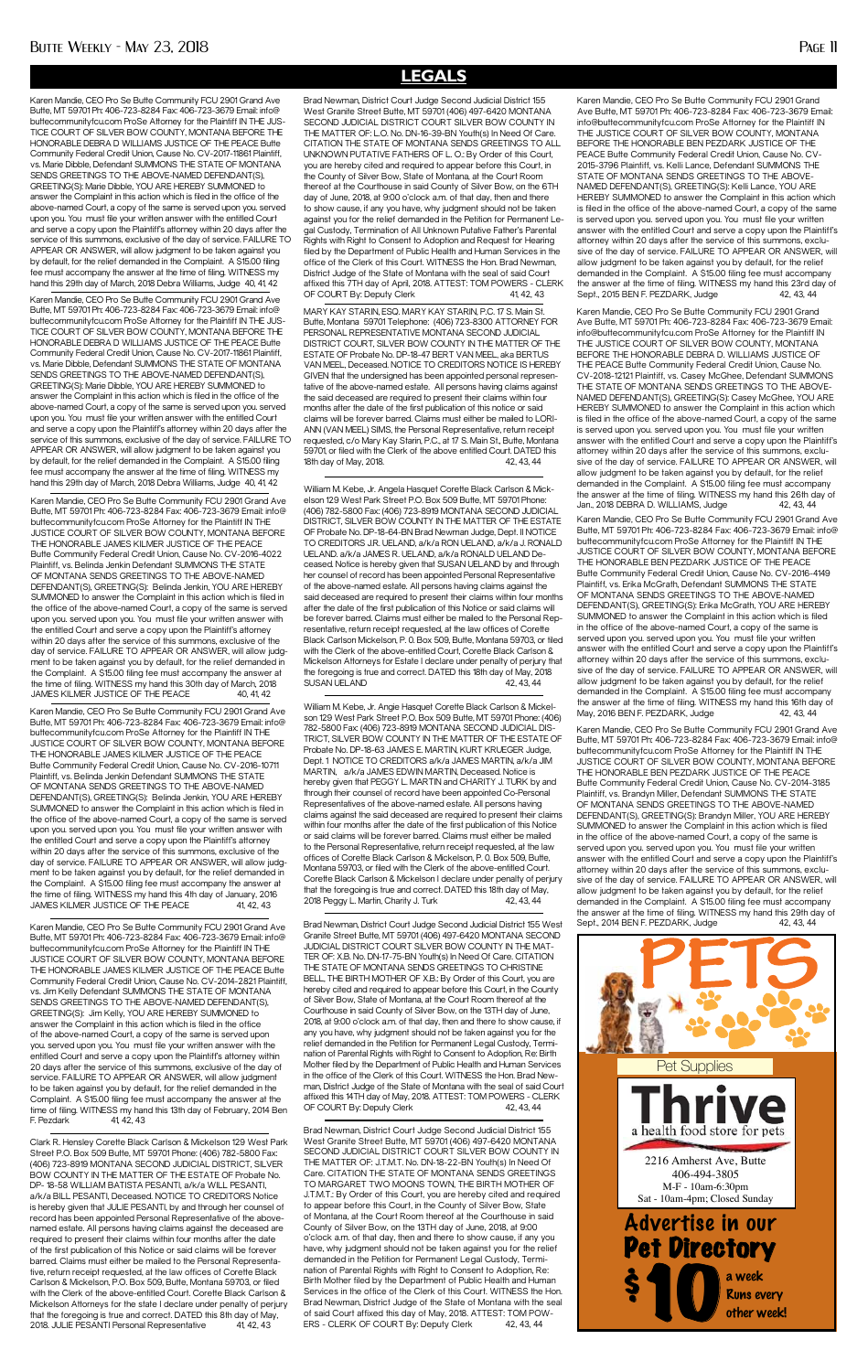## LEGALS

Karen Mandie, CEO Pro Se Butte Community FCU 2901 Grand Ave Butte, MT 59701 Ph: 406-723-8284 Fax: 406-723-3679 Email: info@buttecommunityfcu.com ProSe Attorney for the Plaintiff IN THE JUSTICE COURT OF SILVER BOW COUNTY, MONTANA BEFORE THE HONORABLE DEBRA D WILLIAMS JUSTICE OF THE PEACE Butte Community Federal Credit Union, Cause No. CV-2017-11861 Plaintiff, vs. Marie Dibble, Defendant SUMMONS THE STATE OF MONTANA SENDS GREETINGS TO THE ABOVE-NAMED DEFENDANT(S), GREETING(S): Marie Dibble, YOU ARE HEREBY SUMMONED to answer the Complaint in this action which is filed in the office of the above-named Court, a copy of the same is served upon you. served upon you. You must file your written answer with the entitled Court and serve a copy upon the Plaintiff's attorney within 20 days after the service of this summons, exclusive of the day of service. FAILURE TO APPEAR OR ANSWER, will allow judgment to be taken against you by default, for the relief demanded in the Complaint. A $15.00 filing fee must accompany the answer at the time of filing. WITNESS my hand this 29th day of March, 2018 Debra Williams, Judge 40, 41, 42

Karen Mandie, CEO Pro Se Butte Community FCU 2901 Grand Ave Butte, MT 59701 Ph: 406-723-8284 Fax: 406-723-3679 Email: info@buttecommunityfcu.com ProSe Attorney for the Plaintiff IN THE JUSTICE COURT OF SILVER BOW COUNTY, MONTANA BEFORE THE HONORABLE DEBRA D WILLIAMS JUSTICE OF THE PEACE Butte Community Federal Credit Union, Cause No. CV-2017-11861 Plaintiff, vs. Marie Dibble, Defendant SUMMONS THE STATE OF MONTANA SENDS GREETINGS TO THE ABOVE-NAMED DEFENDANT(S), GREETING(S): Marie Dibble, YOU ARE HEREBY SUMMONED to answer the Complaint in this action which is filed in the office of the above-named Court, a copy of the same is served upon you. served upon you. You must file your written answer with the entitled Court and serve a copy upon the Plaintiff's attorney within 20 days after the service of this summons, exclusive of the day of service. FAILURE TO APPEAR OR ANSWER, will allow judgment to be taken against you by default, for the relief demanded in the Complaint. A $15.00 filing fee must accompany the answer at the time of filing. WITNESS my hand this 29th day of March, 2018 Debra Williams, Judge 40, 41, 42

Karen Mandie, CEO Pro Se Butte Community FCU 2901 Grand Ave Butte, MT 59701 Ph: 406-723-8284 Fax: 406-723-3679 Email: info@buttecommunityfcu.com ProSe Attorney for the Plaintiff IN THE JUSTICE COURT OF SILVER BOW COUNTY, MONTANA BEFORE THE HONORABLE JAMES KILMER JUSTICE OF THE PEACE Butte Community Federal Credit Union, Cause No. CV-2016-4022 Plaintiff, vs. Belinda Jenkin Defendant SUMMONS THE STATE OF MONTANA SENDS GREETINGS TO THE ABOVE-NAMED DEFENDANT(S), GREETING(S): Belinda Jenkin, YOU ARE HEREBY SUMMONED to answer the Complaint in this action which is filed in the office of the above-named Court, a copy of the same is served upon you. served upon you. You must file your written answer with the entitled Court and serve a copy upon the Plaintiff's attorney within 20 days after the service of this summons, exclusive of the day of service. FAILURE TO APPEAR OR ANSWER, will allow judgment to be taken against you by default, for the relief demanded in the Complaint. A $15.00 filing fee must accompany the answer at the time of filing. WITNESS my hand this 30th day of March, 2018 JAMES KILMER JUSTICE OF THE PEACE 40, 41, 42

Karen Mandie, CEO Pro Se Butte Community FCU 2901 Grand Ave Butte, MT 59701 Ph: 406-723-8284 Fax: 406-723-3679 Email: info@buttecommunityfcu.com ProSe Attorney for the Plaintiff IN THE JUSTICE COURT OF SILVER BOW COUNTY, MONTANA BEFORE THE HONORABLE JAMES KILMER JUSTICE OF THE PEACE Butte Community Federal Credit Union, Cause No. CV-2016-10711 Plaintiff, vs. Belinda Jenkin Defendant SUMMONS THE STATE OF MONTANA SENDS GREETINGS TO THE ABOVE-NAMED DEFENDANT(S), GREETING(S): Belinda Jenkin, YOU ARE HEREBY SUMMONED to answer the Complaint in this action which is filed in the office of the above-named Court, a copy of the same is served upon you. served upon you. You must file your written answer with the entitled Court and serve a copy upon the Plaintiff's attorney within 20 days after the service of this summons, exclusive of the day of service. FAILURE TO APPEAR OR ANSWER, will allow judgment to be taken against you by default, for the relief demanded in the Complaint. A $15.00 filing fee must accompany the answer at the time of filing. WITNESS my hand this 4th day of January, 2016 JAMES KILMER JUSTICE OF THE PEACE 41, 42, 43

Karen Mandie, CEO Pro Se Butte Community FCU 2901 Grand Ave Butte, MT 59701 Ph: 406-723-8284 Fax: 406-723-3679 Email: info@buttecommunityfcu.com ProSe Attorney for the Plaintiff IN THE JUSTICE COURT OF SILVER BOW COUNTY, MONTANA BEFORE THE HONORABLE JAMES KILMER JUSTICE OF THE PEACE Butte Community Federal Credit Union, Cause No. CV-2014-2821 Plaintiff, vs. Jim Kelly Defendant SUMMONS THE STATE OF MONTANA SENDS GREETINGS TO THE ABOVE-NAMED DEFENDANT(S), GREETING(S): Jim Kelly, YOU ARE HEREBY SUMMONED to answer the Complaint in this action which is filed in the office of the above-named Court, a copy of the same is served upon you. served upon you. You must file your written answer with the entitled Court and serve a copy upon the Plaintiff's attorney within 20 days after the service of this summons, exclusive of the day of service. FAILURE TO APPEAR OR ANSWER, will allow judgment to be taken against you by default, for the relief demanded in the Complaint. A $15.00 filing fee must accompany the answer at the time of filing. WITNESS my hand this 13th day of February, 2014 Ben F. Pezdark 41, 42, 43

Clark R. Hensley Corette Black Carlson & Mickelson 129 West Park Street P.O. Box 509 Butte, MT 59701 Phone: (406) 782-5800 Fax: (406) 723-8919 MONTANA SECOND JUDICIAL DISTRICT, SILVER BOW COUNTY IN THE MATTER OF THE ESTATE OF Probate No. DP- 18-58 WILLIAM BATISTA PESANTI, a/k/a WILL PESANTI, a/k/a BILL PESANTI, Deceased. NOTICE TO CREDITORS Notice is hereby given that JULIE PESANTI, by and through her counsel of record has been appointed Personal Representative of the above-named estate. All persons having claims against the deceased are required to present their claims within four months after the date of the first publication of this Notice or said claims will be forever barred. Claims must either be mailed to the Personal Representative, return receipt requested, at the law offices of Corette Black Carlson & Mickelson, P.O. Box 509, Butte, Montana 59703, or filed with the Clerk of the above-entitled Court. Corette Black Carlson & Mickelson Attorneys for the state I declare under penalty of perjury that the foregoing is true and correct. DATED this 8th day of May, 2018. JULIE PESANTI Personal Representative 41, 42, 43

Brad Newman, District Court Judge Second Judicial District 155 West Granite Street Butte, MT 59701 (406) 497-6420 MONTANA SECOND JUDICIAL DISTRICT COURT SILVER BOW COUNTY IN THE MATTER OF: L.O. No. DN-16-39-BN Youth(s) In Need Of Care. CITATION THE STATE OF MONTANA SENDS GREETINGS TO ALL UNKNOWN PUTATIVE FATHERS OF L. O.: By Order of this Court, you are hereby cited and required to appear before this Court, in the County of Silver Bow, State of Montana, at the Court Room thereof at the Courthouse in said County of Silver Bow, on the 6TH day of June, 2018, at 9:00 o'clock a.m. of that day, then and there to show cause, if any you have, why judgment should not be taken against you for the relief demanded in the Petition for Permanent Legal Custody, Termination of All Unknown Putative Father's Parental Rights with Right to Consent to Adoption and Request for Hearing filed by the Department of Public Health and Human Services in the office of the Clerk of this Court. WITNESS the Hon. Brad Newman, District Judge of the State of Montana with the seal of said Court affixed this 7TH day of April, 2018. ATTEST: TOM POWERS - CLERK OF COURT By: Deputy Clerk 41, 42, 43

MARY KAY STARIN, ESQ. MARY KAY STARIN, P.C. 17 S. Main St. Butte, Montana 59701 Telephone: (406) 723-8300 ATTORNEY FOR PERSONAL REPRESENTATIVE MONTANA SECOND JUDICIAL DISTRICT COURT, SILVER BOW COUNTY IN THE MATTER OF THE ESTATE OF Probate No. DP-18-47 BERT VAN MEEL, aka BERTUS VAN MEEL, Deceased. NOTICE TO CREDITORS NOTICE IS HEREBY GIVEN that the undersigned has been appointed personal representative of the above-named estate. All persons having claims against the said deceased are required to present their claims within four months after the date of the first publication of this notice or said claims will be forever barred. Claims must either be mailed to LORI-ANN (VAN MEEL) SIMS, the Personal Representative, return receipt requested, c/o Mary Kay Starin, P.C., at 17 S. Main St., Butte, Montana 59701, or filed with the Clerk of the above entitled Court. DATED this 18th day of May, 2018. 42, 43, 44

William M. Kebe, Jr. Angela Hasquet Corette Black Carlson & Mickelson 129 West Park Street P.O. Box 509 Butte, MT 59701 Phone: (406) 782-5800 Fax: (406) 723-8919 MONTANA SECOND JUDICIAL DISTRICT, SILVER BOW COUNTY IN THE MATTER OF THE ESTATE OF Probate No. DP-18-64-BN Brad Newman Judge, Dept. II NOTICE TO CREDITORS JR. UELAND, a/k/a RON UELAND, a/k/a J. RONALD UELAND, a/k/a JAMES R. UELAND, a/k/a RONALD UELAND Deceased. Notice is hereby given that SUSAN UELAND by and through her counsel of record has been appointed Personal Representative of the above-named estate. All persons having claims against the said deceased are required to present their claims within four months after the date of the first publication of this Notice or said claims will be forever barred. Claims must either be mailed to the Personal Representative, return receipt requested, at the law offices of Corette Black Carlson Mickelson, P. O. Box 509, Butte, Montana 59703, or filed with the Clerk of the above-entitled Court. Corette Black Carlson & Mickelson Attorneys for Estate I declare under penalty of perjury that the foregoing is true and correct. DATED this 18th day of May, 2018 SUSAN UELAND 42, 43, 44

William M. Kebe, Jr. Angie Hasquet Corette Black Carlson & Mickelson 129 West Park Street P.O. Box 509 Butte, MT 59701 Phone: (406) 782-5800 Fax: (406) 723-8919 MONTANA SECOND JUDICIAL DISTRICT, SILVER BOW COUNTY IN THE MATTER OF THE ESTATE OF Probate No. DP-18-63 JAMES E. MARTIN, KURT KRUEGER Judge, Dept. 1 NOTICE TO CREDITORS a/k/a JAMES MARTIN, a/k/a JIM MARTIN, a/k/a JAMES EDWIN MARTIN, Deceased. Notice is hereby given that PEGGY L. MARTIN and CHARITY J. TURK by and through their counsel of record have been appointed Co-Personal Representatives of the above-named estate. All persons having claims against the said deceased are required to present their claims within four months after the date of the first publication of this Notice or said claims will be forever barred. Claims must either be mailed to the Personal Representative, return receipt requested, at the law offices of Corette Black Carlson & Mickelson, P. O. Box 509, Butte, Montana 59703, or filed with the Clerk of the above-entitled Court. Corette Black Carlson & Mickelson I declare under penalty of perjury that the foregoing is true and correct. DATED this 18th day of May, 2018 Peggy L. Martin, Charity J. Turk 42, 43, 44

Brad Newman, District Court Judge Second Judicial District 155 West Granite Street Butte, MT 59701 (406) 497-6420 MONTANA SECOND JUDICIAL DISTRICT COURT SILVER BOW COUNTY IN THE MATTER OF: X.B. No. DN-17-75-BN Youth(s) In Need Of Care. CITATION THE STATE OF MONTANA SENDS GREETINGS TO CHRISTINE BELL, THE BIRTH MOTHER OF X.B.: By Order of this Court, you are hereby cited and required to appear before this Court, in the County of Silver Bow, State of Montana, at the Court Room thereof at the Courthouse in said County of Silver Bow, on the 13TH day of June, 2018, at 9:00 o'clock a.m. of that day, then and there to show cause, if any you have, why judgment should not be taken against you for the relief demanded in the Petition for Permanent Legal Custody, Termination of Parental Rights with Right to Consent to Adoption, Re: Birth Mother filed by the Department of Public Health and Human Services in the office of the Clerk of this Court. WITNESS the Hon. Brad Newman, District Judge of the State of Montana with the seal of said Court affixed this 14TH day of May, 2018. ATTEST: TOM POWERS - CLERK OF COURT By: Deputy Clerk 42, 43, 44

Brad Newman, District Court Judge Second Judicial District 155 West Granite Street Butte, MT 59701 (406) 497-6420 MONTANA SECOND JUDICIAL DISTRICT COURT SILVER BOW COUNTY IN THE MATTER OF: J.T.M.T. No. DN-18-22-BN Youth(s) In Need Of Care. CITATION THE STATE OF MONTANA SENDS GREETINGS TO MARGARET TWO MOONS TOWN, THE BIRTH MOTHER OF J.T.M.T.: By Order of this Court, you are hereby cited and required to appear before this Court, in the County of Silver Bow, State of Montana, at the Court Room thereof at the Courthouse in said County of Silver Bow, on the 13TH day of June, 2018, at 9:00 o'clock a.m. of that day, then and there to show cause, if any you have, why judgment should not be taken against you for the relief demanded in the Petition for Permanent Legal Custody, Termination of Parental Rights with Right to Consent to Adoption, Re: Birth Mother filed by the Department of Public Health and Human Services in the office of the Clerk of this Court. WITNESS the Hon. Brad Newman, District Judge of the State of Montana with the seal of said Court affixed this 14th day of May, 2018. ATTEST: TOM POWERS - CLERK OF COURT By: Deputy Clerk 42, 43, 44

Karen Mandie, CEO Pro Se Butte Community FCU 2901 Grand Ave Butte, MT 59701 Ph: 406-723-8284 Fax: 406-723-3679 Email: info@buttecommunityfcu.com ProSe Attorney for the Plaintiff IN THE JUSTICE COURT OF SILVER BOW COUNTY, MONTANA BEFORE THE HONORABLE BEN PEZDARK JUSTICE OF THE PEACE Butte Community Federal Credit Union, Cause No. CV-2015-3796 Plaintiff, vs. Kelli Lance, Defendant SUMMONS THE STATE OF MONTANA SENDS GREETINGS TO THE ABOVE-NAMED DEFENDANT(S), GREETING(S): Kelli Lance, YOU ARE HEREBY SUMMONED to answer the Complaint in this action which is filed in the office of the above-named Court, a copy of the same is served upon you. served upon you. You must file your written answer with the entitled Court and serve a copy upon the Plaintiff's attorney within 20 days after the service of this summons, exclusive of the day of service. FAILURE TO APPEAR OR ANSWER, will allow judgment to be taken against you by default, for the relief demanded in the Complaint. A $15.00 filing fee must accompany the answer at the time of filing. WITNESS my hand this 23rd day of Sept., 2015 BEN F. PEZDARK, Judge 42, 43, 44

Karen Mandie, CEO Pro Se Butte Community FCU 2901 Grand Ave Butte, MT 59701 Ph: 406-723-8284 Fax: 406-723-3679 Email: info@buttecommunityfcu.com ProSe Attorney for the Plaintiff IN THE JUSTICE COURT OF SILVER BOW COUNTY, MONTANA BEFORE THE HONORABLE DEBRA D. WILLIAMS JUSTICE OF THE PEACE Butte Community Federal Credit Union, Cause No. CV-2018-12121 Plaintiff, vs. Casey McGhee, Defendant SUMMONS THE STATE OF MONTANA SENDS GREETINGS TO THE ABOVE-NAMED DEFENDANT(S), GREETING(S): Casey McGhee, YOU ARE HEREBY SUMMONED to answer the Complaint in this action which is filed in the office of the above-named Court, a copy of the same is served upon you. served upon you. You must file your written answer with the entitled Court and serve a copy upon the Plaintiff's attorney within 20 days after the service of this summons, exclusive of the day of service. FAILURE TO APPEAR OR ANSWER, will allow judgment to be taken against you by default, for the relief demanded in the Complaint. A $15.00 filing fee must accompany the answer at the time of filing. WITNESS my hand this 26th day of Jan., 2018 DEBRA D. WILLIAMS, Judge 42, 43, 44

Karen Mandie, CEO Pro Se Butte Community FCU 2901 Grand Ave Butte, MT 59701 Ph: 406-723-8284 Fax: 406-723-3679 Email: info@buttecommunityfcu.com ProSe Attorney for the Plaintiff IN THE JUSTICE COURT OF SILVER BOW COUNTY, MONTANA BEFORE THE HONORABLE BEN PEZDARK JUSTICE OF THE PEACE Butte Community Federal Credit Union, Cause No. CV-2016-4149 Plaintiff, vs. Erika McGrath, Defendant SUMMONS THE STATE OF MONTANA SENDS GREETINGS TO THE ABOVE-NAMED DEFENDANT(S), GREETING(S): Erika McGrath, YOU ARE HEREBY SUMMONED to answer the Complaint in this action which is filed in the office of the above-named Court, a copy of the same is served upon you. served upon you. You must file your written answer with the entitled Court and serve a copy upon the Plaintiff's attorney within 20 days after the service of this summons, exclusive of the day of service. FAILURE TO APPEAR OR ANSWER, will allow judgment to be taken against you by default, for the relief demanded in the Complaint. A $15.00 filing fee must accompany the answer at the time of filing. WITNESS my hand this 16th day of May, 2016 BEN F. PEZDARK, Judge 42, 43, 44

Karen Mandie, CEO Pro Se Butte Community FCU 2901 Grand Ave Butte, MT 59701 Ph: 406-723-8284 Fax: 406-723-3679 Email: info@buttecommunityfcu.com ProSe Attorney for the Plaintiff IN THE JUSTICE COURT OF SILVER BOW COUNTY, MONTANA BEFORE THE HONORABLE BEN PEZDARK JUSTICE OF THE PEACE Butte Community Federal Credit Union, Cause No. CV-2014-3185 Plaintiff, vs. Brandyn Miller, Defendant SUMMONS THE STATE OF MONTANA SENDS GREETINGS TO THE ABOVE-NAMED DEFENDANT(S), GREETING(S): Brandyn Miller, YOU ARE HEREBY SUMMONED to answer the Complaint in this action which is filed in the office of the above-named Court, a copy of the same is served upon you. served upon you. You must file your written answer with the entitled Court and serve a copy upon the Plaintiff's attorney within 20 days after the service of this summons, exclusive of the day of service. FAILURE TO APPEAR OR ANSWER, will allow judgment to be taken against you by default, for the relief demanded in the Complaint. A $15.00 filing fee must accompany the answer at the time of filing. WITNESS my hand this 29th day of Sept., 2014 BEN F. PEZDARK, Judge 42, 43, 44

## PETS

Pet Supplies

**Thrive**
a health food store for pets

2216 Amherst Ave, Butte
406-494-3805
M-F - 10am-6:30pm
Sat - 10am-4pm; Closed Sunday

**Advertise in our Pet Directory**

**$10** a week
Runs every other week!